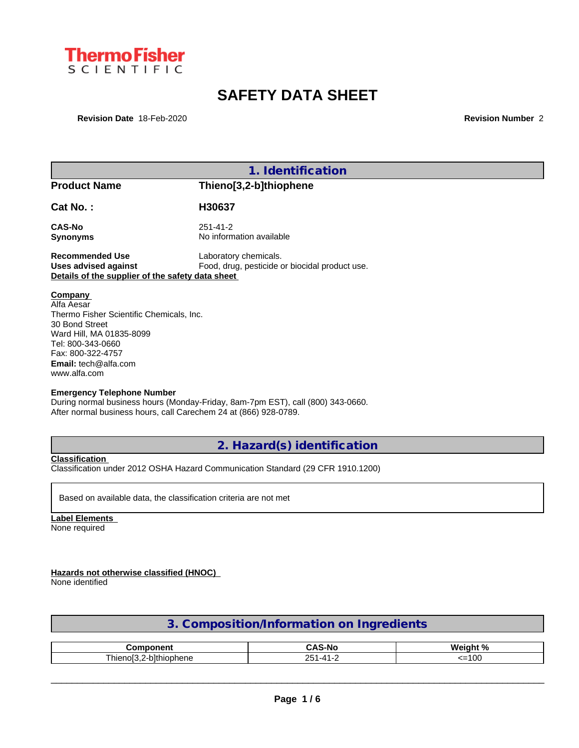ThermoFisher SCIENTIFIC

# SAFETY DATA SHEET

**Revision Date** 18-Feb-2020 **Revision Number** 2

## 1. Identification

| | |
|---|---|
| **Product Name** | **Thieno[3,2-b]thiophene** |
| **Cat No. :** | **H30637** |
| **CAS-No** | 251-41-2 |
| **Synonyms** | No information available |
| **Recommended Use** | Laboratory chemicals. |
| **Uses advised against** | Food, drug, pesticide or biocidal product use. |

**Details of the supplier of the safety data sheet**

**Company**
Alfa Aesar
Thermo Fisher Scientific Chemicals, Inc.
30 Bond Street
Ward Hill, MA 01835-8099
Tel: 800-343-0660
Fax: 800-322-4757
**Email:** tech@alfa.com
www.alfa.com

**Emergency Telephone Number**
During normal business hours (Monday-Friday, 8am-7pm EST), call (800) 343-0660.
After normal business hours, call Carechem 24 at (866) 928-0789.

## 2. Hazard(s) identification

**Classification**
Classification under 2012 OSHA Hazard Communication Standard (29 CFR 1910.1200)

Based on available data, the classification criteria are not met

**Label Elements**
None required

**Hazards not otherwise classified (HNOC)**
None identified

## 3. Composition/Information on Ingredients

| Component | CAS-No | Weight % |
|---|---|---|
| Thieno[3,2-b]thiophene | 251-41-2 | <=100 |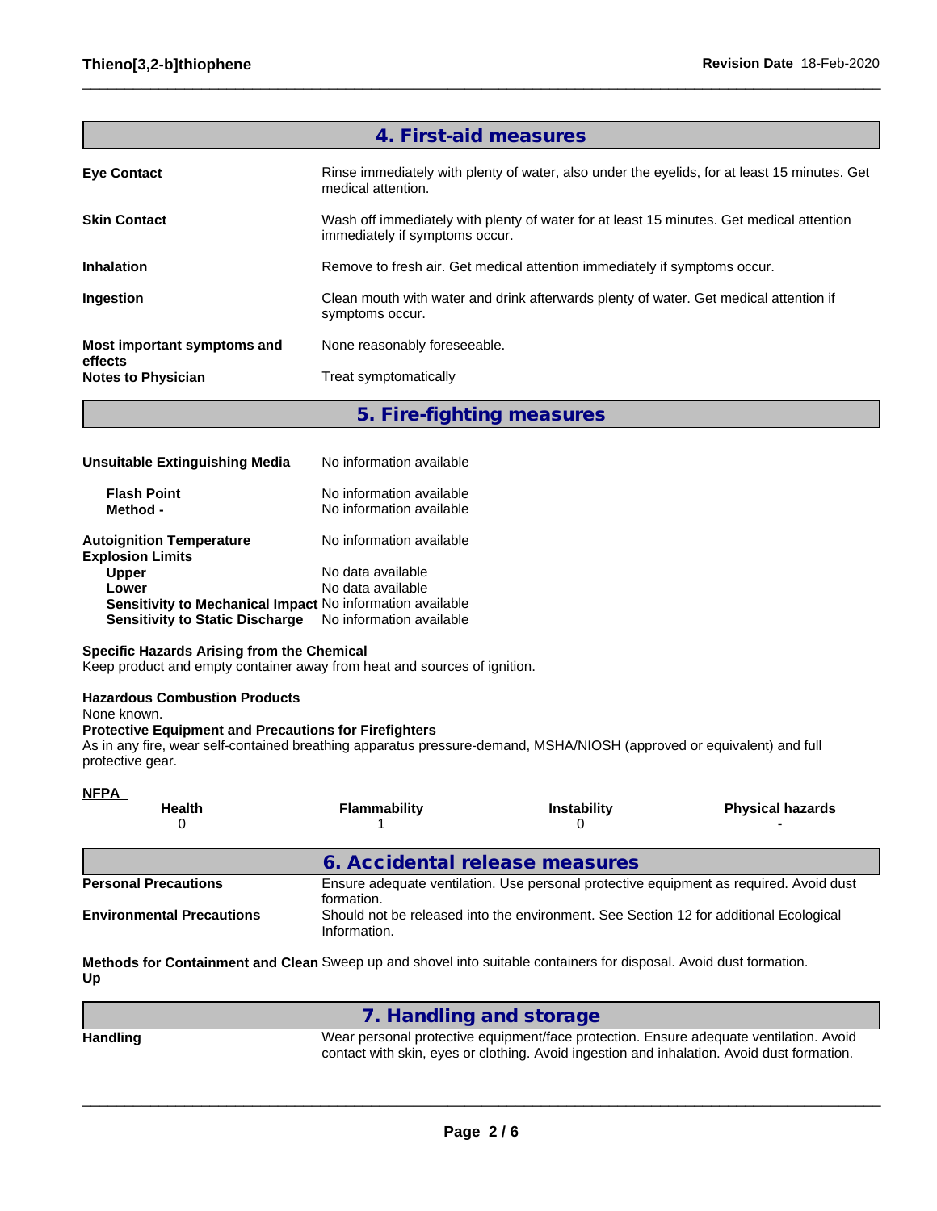## 4. First-aid measures

| | |
|---|---|
| **Eye Contact** | Rinse immediately with plenty of water, also under the eyelids, for at least 15 minutes. Get medical attention. |
| **Skin Contact** | Wash off immediately with plenty of water for at least 15 minutes. Get medical attention immediately if symptoms occur. |
| **Inhalation** | Remove to fresh air. Get medical attention immediately if symptoms occur. |
| **Ingestion** | Clean mouth with water and drink afterwards plenty of water. Get medical attention if symptoms occur. |
| **Most important symptoms and effects** | None reasonably foreseeable. |
| **Notes to Physician** | Treat symptomatically |

## 5. Fire-fighting measures

| | |
|---|---|
| **Unsuitable Extinguishing Media** | No information available |
| **Flash Point** | No information available |
| **Method -** | No information available |
| **Autoignition Temperature** | No information available |
| **Explosion Limits** | |
| **Upper** | No data available |
| **Lower** | No data available |
| **Sensitivity to Mechanical Impact** | No information available |
| **Sensitivity to Static Discharge** | No information available |

**Specific Hazards Arising from the Chemical**
Keep product and empty container away from heat and sources of ignition.

**Hazardous Combustion Products**
None known.

**Protective Equipment and Precautions for Firefighters**
As in any fire, wear self-contained breathing apparatus pressure-demand, MSHA/NIOSH (approved or equivalent) and full protective gear.

**NFPA**

| Health | Flammability | Instability | Physical hazards |
|---|---|---|---|
| 0 | 1 | 0 | - |

## 6. Accidental release measures

| | |
|---|---|
| **Personal Precautions** | Ensure adequate ventilation. Use personal protective equipment as required. Avoid dust formation. |
| **Environmental Precautions** | Should not be released into the environment. See Section 12 for additional Ecological Information. |
| **Methods for Containment and Clean Up** | Sweep up and shovel into suitable containers for disposal. Avoid dust formation. |

## 7. Handling and storage

| | |
|---|---|
| **Handling** | Wear personal protective equipment/face protection. Ensure adequate ventilation. Avoid contact with skin, eyes or clothing. Avoid ingestion and inhalation. Avoid dust formation. |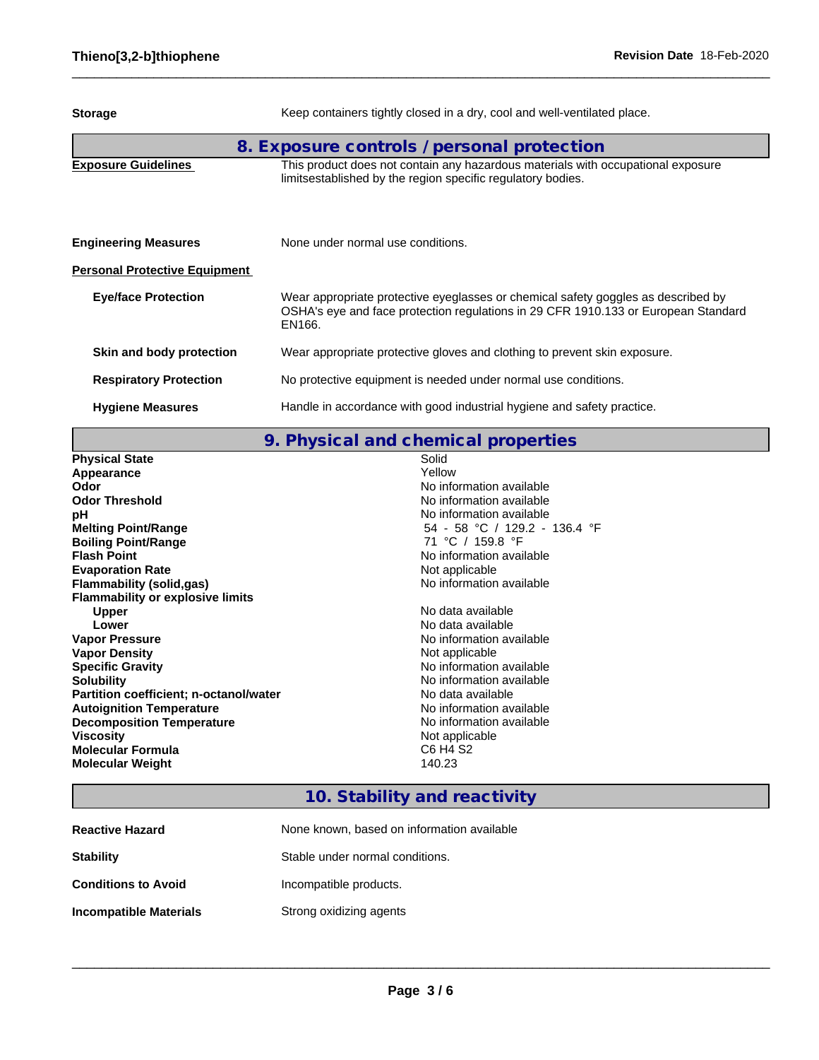| | |
|---|---|
| **Storage** | Keep containers tightly closed in a dry, cool and well-ventilated place. |

## 8. Exposure controls / personal protection

| | |
|---|---|
| **Exposure Guidelines** | This product does not contain any hazardous materials with occupational exposure limitsestablished by the region specific regulatory bodies. |
| **Engineering Measures** | None under normal use conditions. |

**Personal Protective Equipment**

| | |
|---|---|
| **Eye/face Protection** | Wear appropriate protective eyeglasses or chemical safety goggles as described by OSHA's eye and face protection regulations in 29 CFR 1910.133 or European Standard EN166. |
| **Skin and body protection** | Wear appropriate protective gloves and clothing to prevent skin exposure. |
| **Respiratory Protection** | No protective equipment is needed under normal use conditions. |
| **Hygiene Measures** | Handle in accordance with good industrial hygiene and safety practice. |

## 9. Physical and chemical properties

| | |
|---|---|
| **Physical State** | Solid |
| **Appearance** | Yellow |
| **Odor** | No information available |
| **Odor Threshold** | No information available |
| **pH** | No information available |
| **Melting Point/Range** | 54 - 58 °C / 129.2 - 136.4 °F |
| **Boiling Point/Range** | 71 °C / 159.8 °F |
| **Flash Point** | No information available |
| **Evaporation Rate** | Not applicable |
| **Flammability (solid,gas)** | No information available |
| **Flammability or explosive limits** | |
| **Upper** | No data available |
| **Lower** | No data available |
| **Vapor Pressure** | No information available |
| **Vapor Density** | Not applicable |
| **Specific Gravity** | No information available |
| **Solubility** | No information available |
| **Partition coefficient; n-octanol/water** | No data available |
| **Autoignition Temperature** | No information available |
| **Decomposition Temperature** | No information available |
| **Viscosity** | Not applicable |
| **Molecular Formula** | $C_6H_4S_2$ |
| **Molecular Weight** | 140.23 |

## 10. Stability and reactivity

| | |
|---|---|
| **Reactive Hazard** | None known, based on information available |
| **Stability** | Stable under normal conditions. |
| **Conditions to Avoid** | Incompatible products. |
| **Incompatible Materials** | Strong oxidizing agents |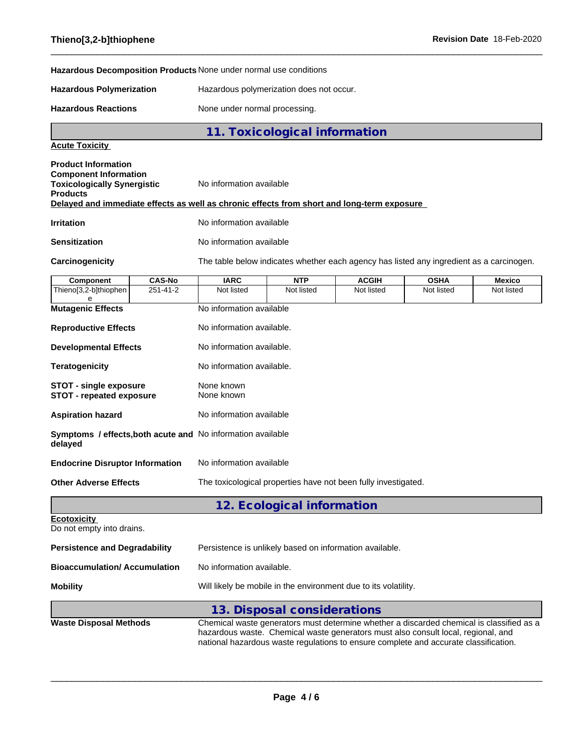**Hazardous Decomposition Products** None under normal use conditions

**Hazardous Polymerization** Hazardous polymerization does not occur.

**Hazardous Reactions** None under normal processing.

## 11. Toxicological information

**Acute Toxicity**

**Product Information**
**Component Information**
**Toxicologically Synergistic Products** No information available

**Delayed and immediate effects as well as chronic effects from short and long-term exposure**

**Irritation** No information available

**Sensitization** No information available

**Carcinogenicity** The table below indicates whether each agency has listed any ingredient as a carcinogen.

| Component | CAS-No | IARC | NTP | ACGIH | OSHA | Mexico |
|---|---|---|---|---|---|---|
| Thieno[3,2-b]thiophene | 251-41-2 | Not listed | Not listed | Not listed | Not listed | Not listed |

**Mutagenic Effects** No information available

**Reproductive Effects** No information available.

**Developmental Effects** No information available.

**Teratogenicity** No information available.

**STOT - single exposure** None known
**STOT - repeated exposure** None known

**Aspiration hazard** No information available

**Symptoms / effects,both acute and delayed** No information available

**Endocrine Disruptor Information** No information available

**Other Adverse Effects** The toxicological properties have not been fully investigated.

## 12. Ecological information

**Ecotoxicity**
Do not empty into drains.

**Persistence and Degradability** Persistence is unlikely based on information available.

**Bioaccumulation/ Accumulation** No information available.

**Mobility** Will likely be mobile in the environment due to its volatility.

## 13. Disposal considerations

**Waste Disposal Methods** Chemical waste generators must determine whether a discarded chemical is classified as a hazardous waste. Chemical waste generators must also consult local, regional, and national hazardous waste regulations to ensure complete and accurate classification.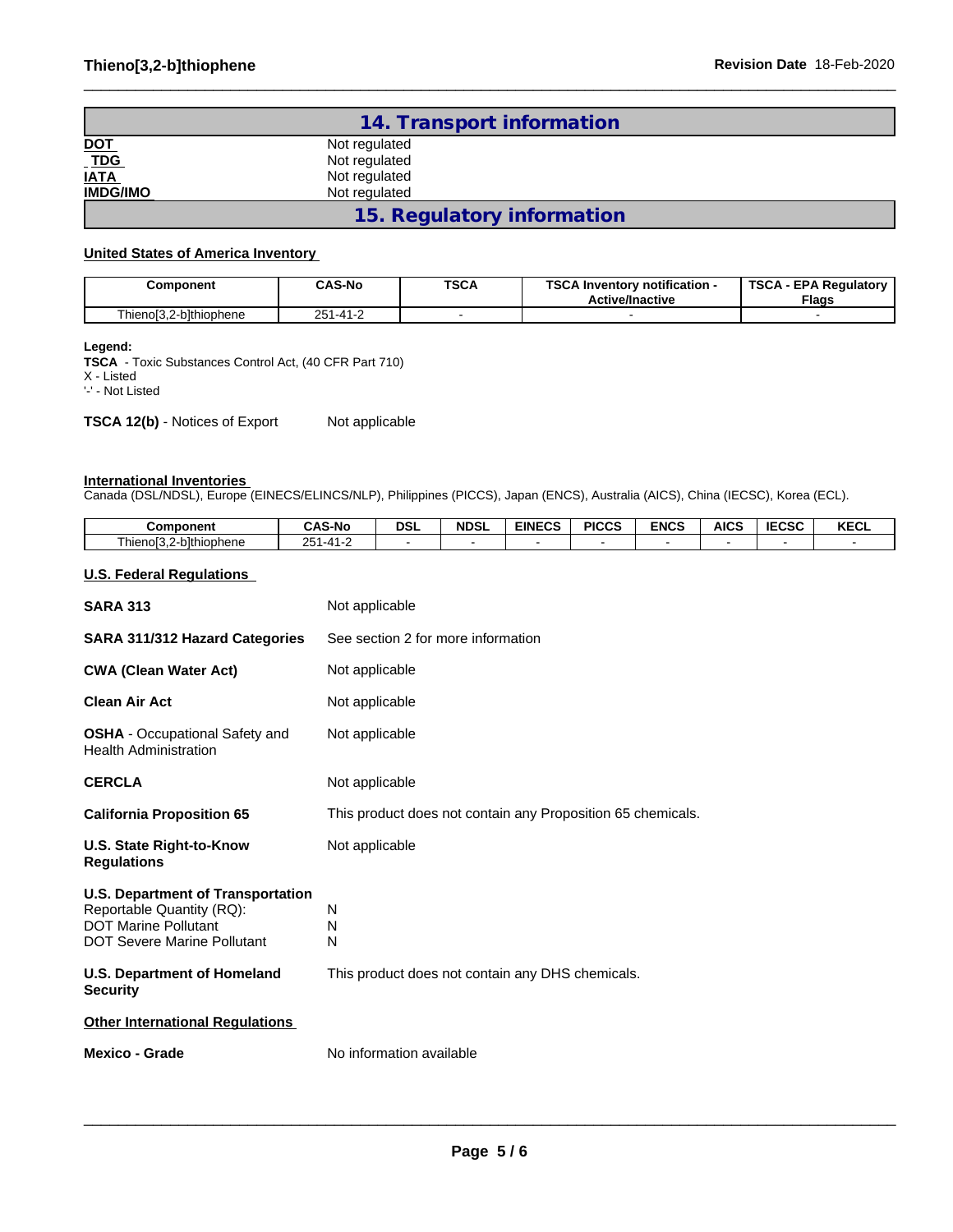## 14. Transport information

| | |
|---|---|
| **DOT** | Not regulated |
| **TDG** | Not regulated |
| **IATA** | Not regulated |
| **IMDG/IMO** | Not regulated |

## 15. Regulatory information

**United States of America Inventory**

| Component | CAS-No | TSCA | TSCA Inventory notification - Active/Inactive | TSCA - EPA Regulatory Flags |
|---|---|---|---|---|
| Thieno[3,2-b]thiophene | 251-41-2 | - | - | - |

**Legend:**
**TSCA** - Toxic Substances Control Act, (40 CFR Part 710)
X - Listed
'-' - Not Listed

**TSCA 12(b)** - Notices of Export    Not applicable

**International Inventories**
Canada (DSL/NDSL), Europe (EINECS/ELINCS/NLP), Philippines (PICCS), Japan (ENCS), Australia (AICS), China (IECSC), Korea (ECL).

| Component | CAS-No | DSL | NDSL | EINECS | PICCS | ENCS | AICS | IECSC | KECL |
|---|---|---|---|---|---|---|---|---|---|
| Thieno[3,2-b]thiophene | 251-41-2 | - | - | - | - | - | - | - | - |

**U.S. Federal Regulations**

| | |
|---|---|
| **SARA 313** | Not applicable |
| **SARA 311/312 Hazard Categories** | See section 2 for more information |
| **CWA (Clean Water Act)** | Not applicable |
| **Clean Air Act** | Not applicable |
| **OSHA** - Occupational Safety and Health Administration | Not applicable |
| **CERCLA** | Not applicable |
| **California Proposition 65** | This product does not contain any Proposition 65 chemicals. |
| **U.S. State Right-to-Know Regulations** | Not applicable |

**U.S. Department of Transportation**

| | |
|---|---|
| Reportable Quantity (RQ): | N |
| DOT Marine Pollutant | N |
| DOT Severe Marine Pollutant | N |

**U.S. Department of Homeland Security**    This product does not contain any DHS chemicals.

**Other International Regulations**

**Mexico - Grade**    No information available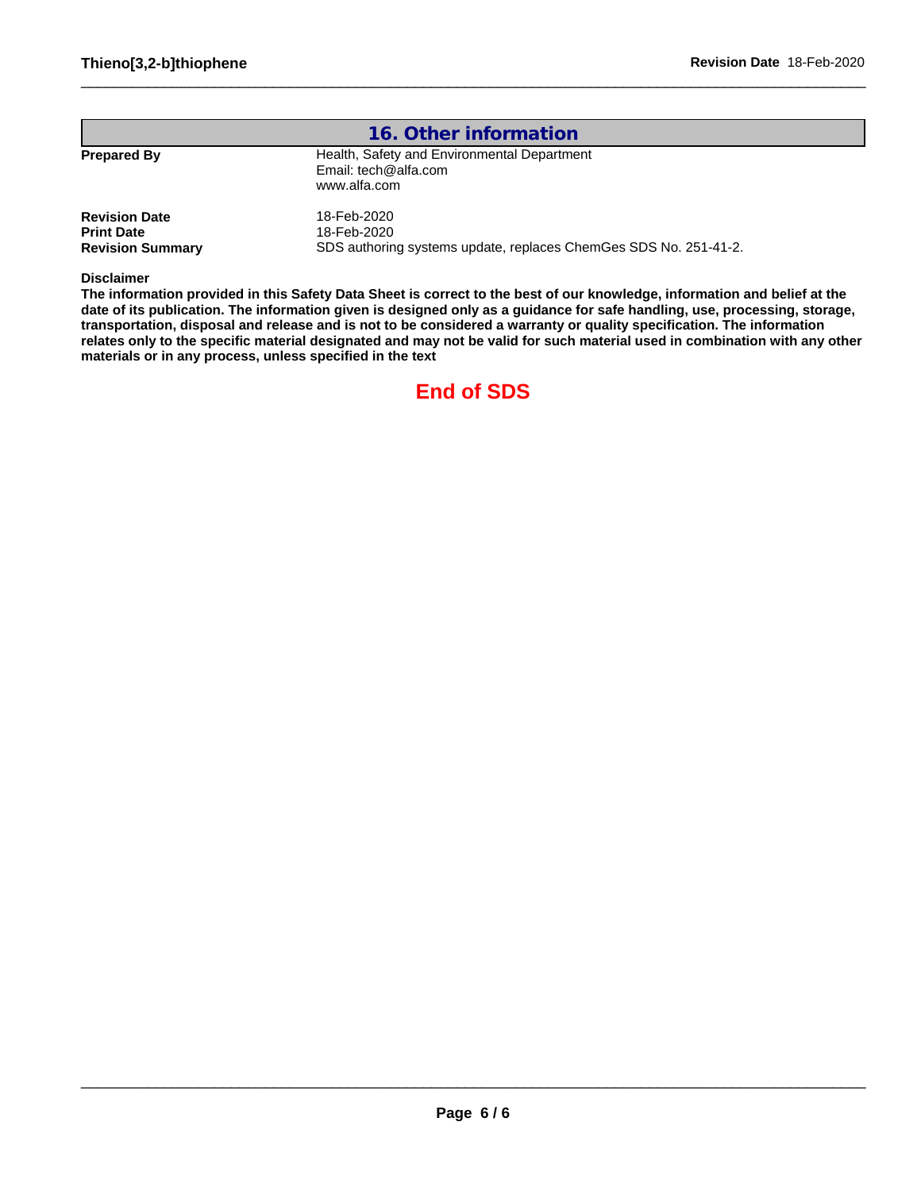## 16. Other information

**Prepared By**
Health, Safety and Environmental Department
Email: tech@alfa.com
www.alfa.com

**Revision Date** 18-Feb-2020
**Print Date** 18-Feb-2020
**Revision Summary** SDS authoring systems update, replaces ChemGes SDS No. 251-41-2.

**Disclaimer**

**The information provided in this Safety Data Sheet is correct to the best of our knowledge, information and belief at the date of its publication. The information given is designed only as a guidance for safe handling, use, processing, storage, transportation, disposal and release and is not to be considered a warranty or quality specification. The information relates only to the specific material designated and may not be valid for such material used in combination with any other materials or in any process, unless specified in the text**

**End of SDS**